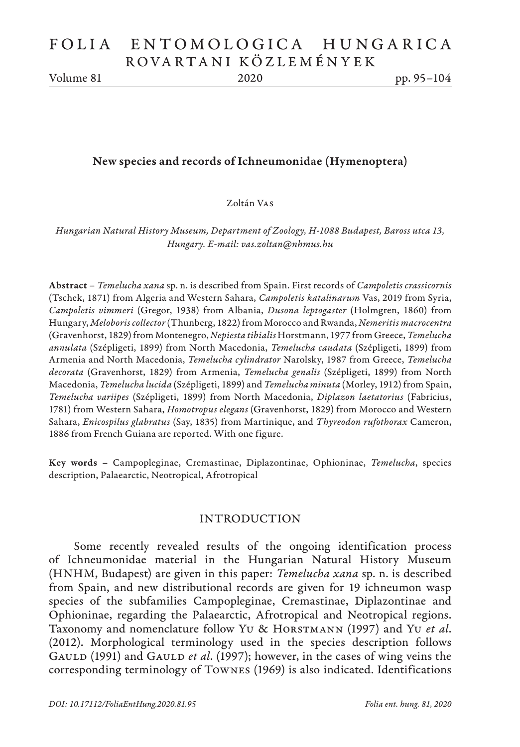# New species and records of Ichneumonidae (Hymenoptera)

Zoltán Vas

*Hungarian Natural History Museum, Department of Zoology, H-1088 Budapest, Baross utca 13, Hungary. E-mail: vas.zoltan@nhmus.hu*

**Abstract** – *Temelucha xana* sp. n. is described from Spain. First records of *Campoletis crassicornis* (Tschek, 1871) from Algeria and Western Sahara, *Campoletis katalinarum* Vas, 2019 from Syria, *Campoletis vimmeri* (Gregor, 1938) from Albania, *Dusona leptogaster* (Holmgren, 1860) from Hungary, *Meloboris collector* (Thunberg, 1822) from Morocco and Rwanda, *Nemeritis macrocentra* (Gravenhorst, 1829) from Montenegro, *Nepiesta tibialis* Horstmann, 1977 from Greece, *Temelucha annulata* (Szépligeti, 1899) from North Macedonia, *Temelucha caudata* (Szépligeti, 1899) from Armenia and North Macedonia, *Temelucha cylindrator* Narolsky, 1987 from Greece, *Temelucha decorata* (Gravenhorst, 1829) from Armenia, *Temelucha genalis* (Szépligeti, 1899) from North Macedonia, *Temelucha lucida* (Szépligeti, 1899) and *Temelucha minuta* (Morley, 1912) from Spain, *Temelucha variipes* (Szépligeti, 1899) from North Macedonia, *Diplazon laetatorius* (Fabricius, 1781) from Western Sahara, *Homotropus elegans* (Gravenhorst, 1829) from Morocco and Western Sahara, *Enicospilus glabratus* (Say, 1835) from Martinique, and *Thyreodon rufothorax* Cameron, 1886 from French Guiana are reported. With one figure.

**Key words** – Campopleginae, Cremastinae, Diplazontinae, Ophioninae, *Temelucha*, species description, Palaearctic, Neotropical, Afrotropical

## INTRODUCTION

Some recently revealed results of the ongoing identification process of Ichneumonidae material in the Hungarian Natural History Museum (HNHM, Budapest) are given in this paper: *Temelucha xana* sp. n. is described from Spain, and new distributional records are given for 19 ichneumon wasp species of the subfamilies Campopleginae, Cremastinae, Diplazontinae and Ophioninae, regarding the Palaearctic, Afrotropical and Neotropical regions. Taxonomy and nomenclature follow Yu & Horstmann (1997) and Yu *et al.* (2012). Morphological terminology used in the species description follows Gauld (1991) and Gauld *et al.* (1997); however, in the cases of wing veins the corresponding terminology of Townes (1969) is also indicated. Identifications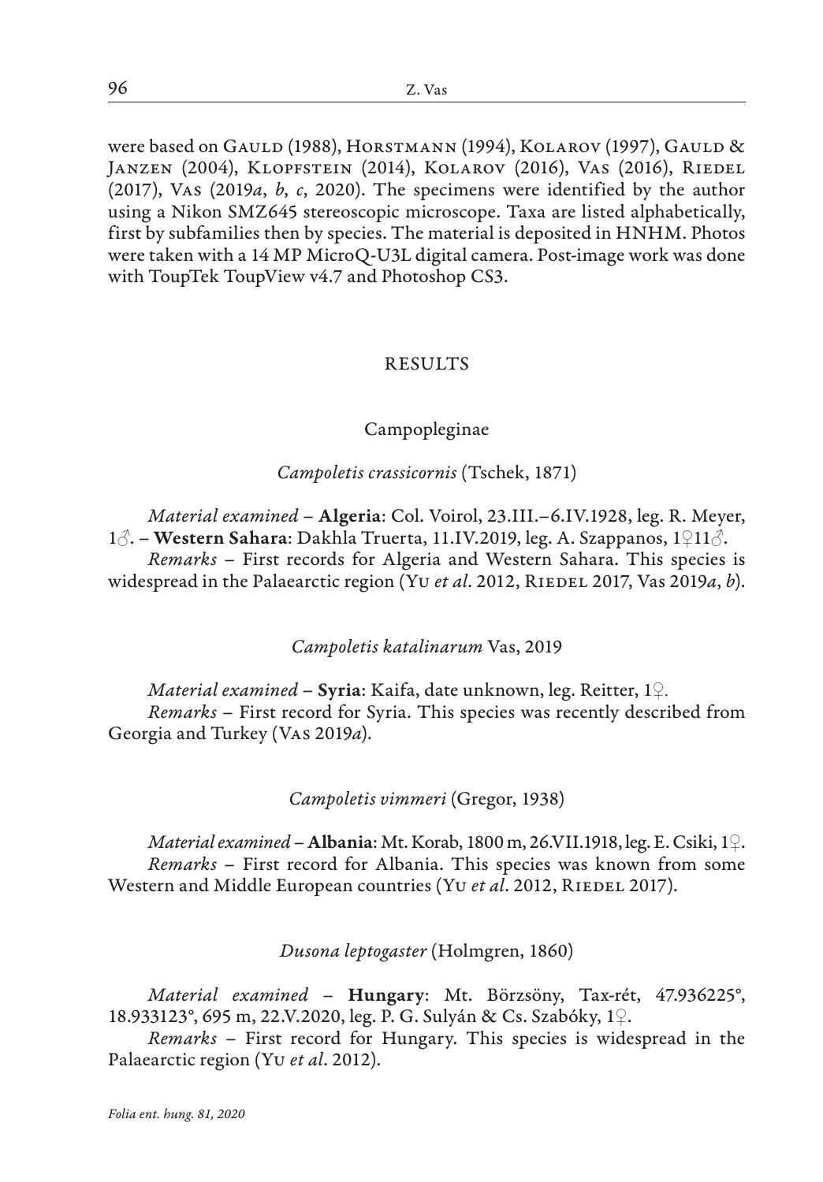were based on Gauld (1988), Horstmann (1994), Kolarov (1997), Gauld & Janzen (2004), Klopfstein (2014), Kolarov (2016), Vas (2016), Riedel (2017), Vas (2019*a*, *b*, *c*, 2020). The specimens were identified by the author using a Nikon SMZ645 stereoscopic microscope. Taxa are listed alphabetically, first by subfamilies then by species. The material is deposited in HNHM. Photos were taken with a 14 MP MicroQ-U3L digital camera. Post-image work was done with ToupTek ToupView v4.7 and Photoshop CS3.

## RESULTS

### Campopleginae

#### *Campoletis crassicornis* (Tschek, 1871)

*Material examined* – **Algeria**: Col. Voirol, 23.III.–6.IV.1928, leg. R. Meyer, 1♂. – **Western Sahara**: Dakhla Truerta, 11.IV.2019, leg. A. Szappanos, 1♀11♂.

*Remarks* – First records for Algeria and Western Sahara. This species is widespread in the Palaearctic region (Yu *et al*. 2012, Riedel 2017, Vas 2019*a*, *b*).

#### *Campoletis katalinarum* Vas, 2019

*Material examined* – **Syria**: Kaifa, date unknown, leg. Reitter, 1♀.

*Remarks* – First record for Syria. This species was recently described from Georgia and Turkey (Vas 2019*a*).

#### *Campoletis vimmeri* (Gregor, 1938)

*Material examined* – **Albania**: Mt. Korab, 1800 m, 26.VII.1918, leg. E. Csiki, 1♀.

*Remarks* – First record for Albania. This species was known from some Western and Middle European countries (Yu *et al*. 2012, Riedel 2017).

#### *Dusona leptogaster* (Holmgren, 1860)

*Material examined* – **Hungary**: Mt. Börzsöny, Tax-rét, 47.936225°, 18.933123°, 695 m, 22.V.2020, leg. P. G. Sulyán & Cs. Szabóky, 1♀.

*Remarks* – First record for Hungary. This species is widespread in the Palaearctic region (Yu *et al*. 2012).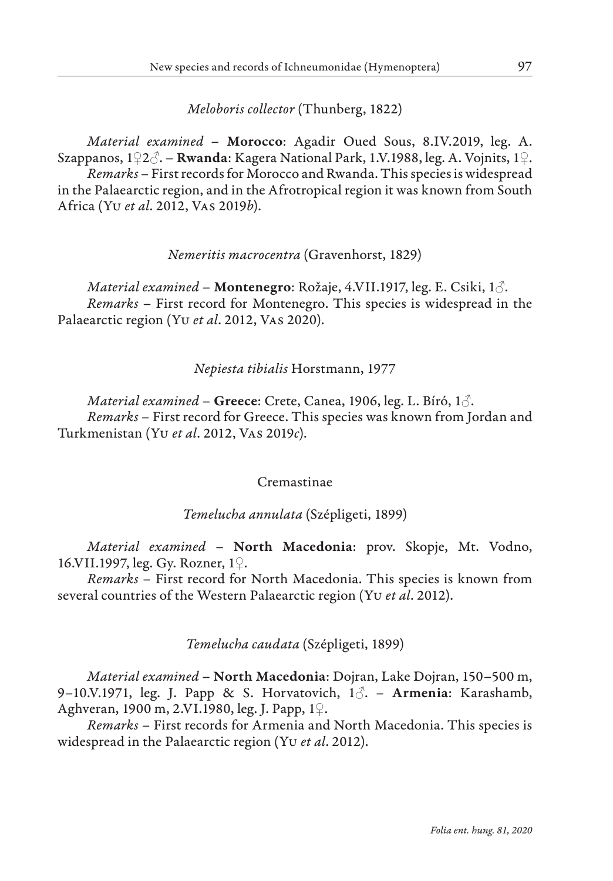*Meloboris collector* (Thunberg, 1822)

*Material examined* – **Morocco**: Agadir Oued Sous, 8.IV.2019, leg. A. Szappanos, 1♀2♂. – **Rwanda**: Kagera National Park, 1.V.1988, leg. A. Vojnits, 1♀.

*Remarks* – First records for Morocco and Rwanda. This species is widespread in the Palaearctic region, and in the Afrotropical region it was known from South Africa (Yu *et al*. 2012, Vas 2019*b*).

*Nemeritis macrocentra* (Gravenhorst, 1829)

*Material examined* – **Montenegro**: Rožaje, 4.VII.1917, leg. E. Csiki, 1♂.

*Remarks* – First record for Montenegro. This species is widespread in the Palaearctic region (Yu *et al*. 2012, Vas 2020).

*Nepiesta tibialis* Horstmann, 1977

*Material examined* – **Greece**: Crete, Canea, 1906, leg. L. Bíró, 1♂.

*Remarks* – First record for Greece. This species was known from Jordan and Turkmenistan (Yu *et al*. 2012, Vas 2019*c*).

## Cremastinae

*Temelucha annulata* (Szépligeti, 1899)

*Material examined* – **North Macedonia**: prov. Skopje, Mt. Vodno, 16.VII.1997, leg. Gy. Rozner, 1♀.

*Remarks* – First record for North Macedonia. This species is known from several countries of the Western Palaearctic region (Yu *et al*. 2012).

*Temelucha caudata* (Szépligeti, 1899)

*Material examined* – **North Macedonia**: Dojran, Lake Dojran, 150–500 m, 9–10.V.1971, leg. J. Papp & S. Horvatovich, 1♂. – **Armenia**: Karashamb, Aghveran, 1900 m, 2.VI.1980, leg. J. Papp, 1♀.

*Remarks* – First records for Armenia and North Macedonia. This species is widespread in the Palaearctic region (Yu *et al*. 2012).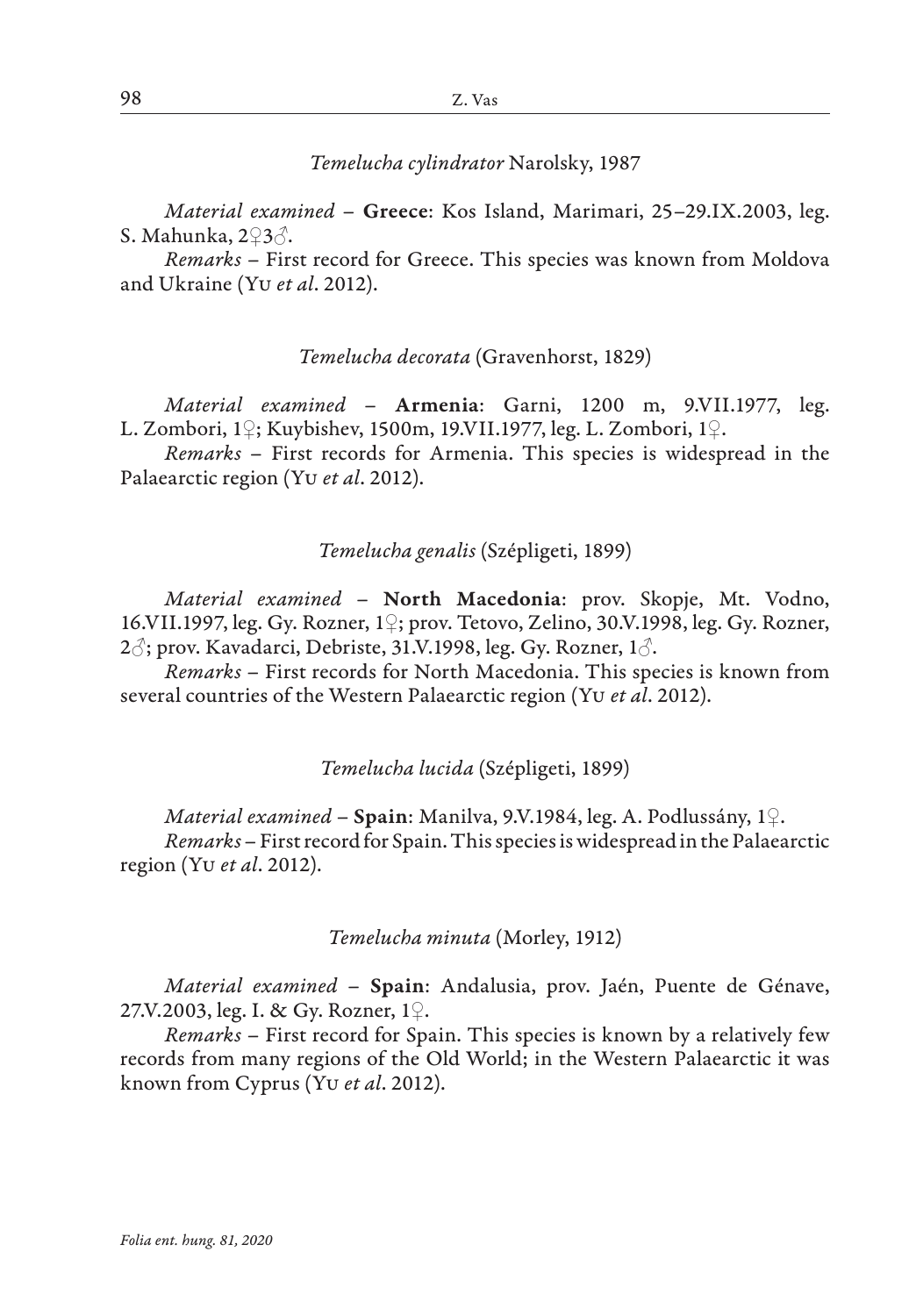*Temelucha cylindrator* Narolsky, 1987

*Material examined* – **Greece**: Kos Island, Marimari, 25–29.IX.2003, leg. S. Mahunka, 2♀3♂.

*Remarks* – First record for Greece. This species was known from Moldova and Ukraine (Yu *et al*. 2012).

*Temelucha decorata* (Gravenhorst, 1829)

*Material examined* – **Armenia**: Garni, 1200 m, 9.VII.1977, leg. L. Zombori, 1♀; Kuybishev, 1500m, 19.VII.1977, leg. L. Zombori, 1♀.

*Remarks* – First records for Armenia. This species is widespread in the Palaearctic region (Yu *et al*. 2012).

*Temelucha genalis* (Szépligeti, 1899)

*Material examined* – **North Macedonia**: prov. Skopje, Mt. Vodno, 16.VII.1997, leg. Gy. Rozner, 1♀; prov. Tetovo, Zelino, 30.V.1998, leg. Gy. Rozner, 2♂; prov. Kavadarci, Debriste, 31.V.1998, leg. Gy. Rozner, 1♂.

*Remarks* – First records for North Macedonia. This species is known from several countries of the Western Palaearctic region (Yu *et al*. 2012).

*Temelucha lucida* (Szépligeti, 1899)

*Material examined* – **Spain**: Manilva, 9.V.1984, leg. A. Podlussány, 1♀.

*Remarks* – First record for Spain. This species is widespread in the Palaearctic region (Yu *et al*. 2012).

*Temelucha minuta* (Morley, 1912)

*Material examined* – **Spain**: Andalusia, prov. Jaén, Puente de Génave, 27.V.2003, leg. I. & Gy. Rozner, 1♀.

*Remarks* – First record for Spain. This species is known by a relatively few records from many regions of the Old World; in the Western Palaearctic it was known from Cyprus (Yu *et al*. 2012).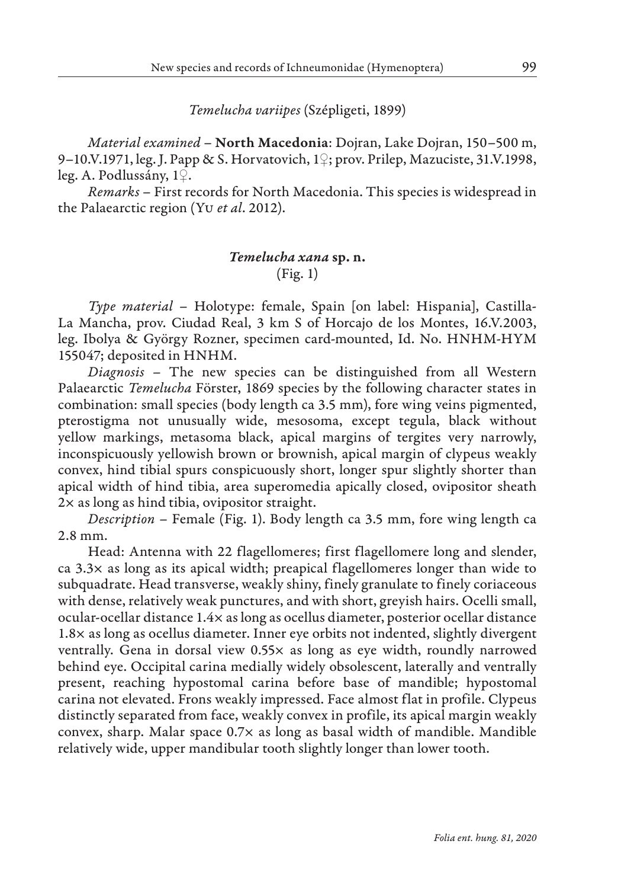*Temelucha variipes* (Szépligeti, 1899)

*Material examined* – **North Macedonia**: Dojran, Lake Dojran, 150–500 m, 9–10.V.1971, leg. J. Papp & S. Horvatovich, 1♀; prov. Prilep, Mazuciste, 31.V.1998, leg. A. Podlussány, 1♀.

*Remarks* – First records for North Macedonia. This species is widespread in the Palaearctic region (Yu *et al*. 2012).

### *Temelucha xana* sp. n.
(Fig. 1)

*Type material* – Holotype: female, Spain [on label: Hispania], Castilla-La Mancha, prov. Ciudad Real, 3 km S of Horcajo de los Montes, 16.V.2003, leg. Ibolya & György Rozner, specimen card-mounted, Id. No. HNHM-HYM 155047; deposited in HNHM.

*Diagnosis* – The new species can be distinguished from all Western Palaearctic *Temelucha* Förster, 1869 species by the following character states in combination: small species (body length ca 3.5 mm), fore wing veins pigmented, pterostigma not unusually wide, mesosoma, except tegula, black without yellow markings, metasoma black, apical margins of tergites very narrowly, inconspicuously yellowish brown or brownish, apical margin of clypeus weakly convex, hind tibial spurs conspicuously short, longer spur slightly shorter than apical width of hind tibia, area superomedia apically closed, ovipositor sheath 2× as long as hind tibia, ovipositor straight.

*Description* – Female (Fig. 1). Body length ca 3.5 mm, fore wing length ca 2.8 mm.

Head: Antenna with 22 flagellomeres; first flagellomere long and slender, ca 3.3× as long as its apical width; preapical flagellomeres longer than wide to subquadrate. Head transverse, weakly shiny, finely granulate to finely coriaceous with dense, relatively weak punctures, and with short, greyish hairs. Ocelli small, ocular-ocellar distance 1.4× as long as ocellus diameter, posterior ocellar distance 1.8× as long as ocellus diameter. Inner eye orbits not indented, slightly divergent ventrally. Gena in dorsal view 0.55× as long as eye width, roundly narrowed behind eye. Occipital carina medially widely obsolescent, laterally and ventrally present, reaching hypostomal carina before base of mandible; hypostomal carina not elevated. Frons weakly impressed. Face almost flat in profile. Clypeus distinctly separated from face, weakly convex in profile, its apical margin weakly convex, sharp. Malar space 0.7× as long as basal width of mandible. Mandible relatively wide, upper mandibular tooth slightly longer than lower tooth.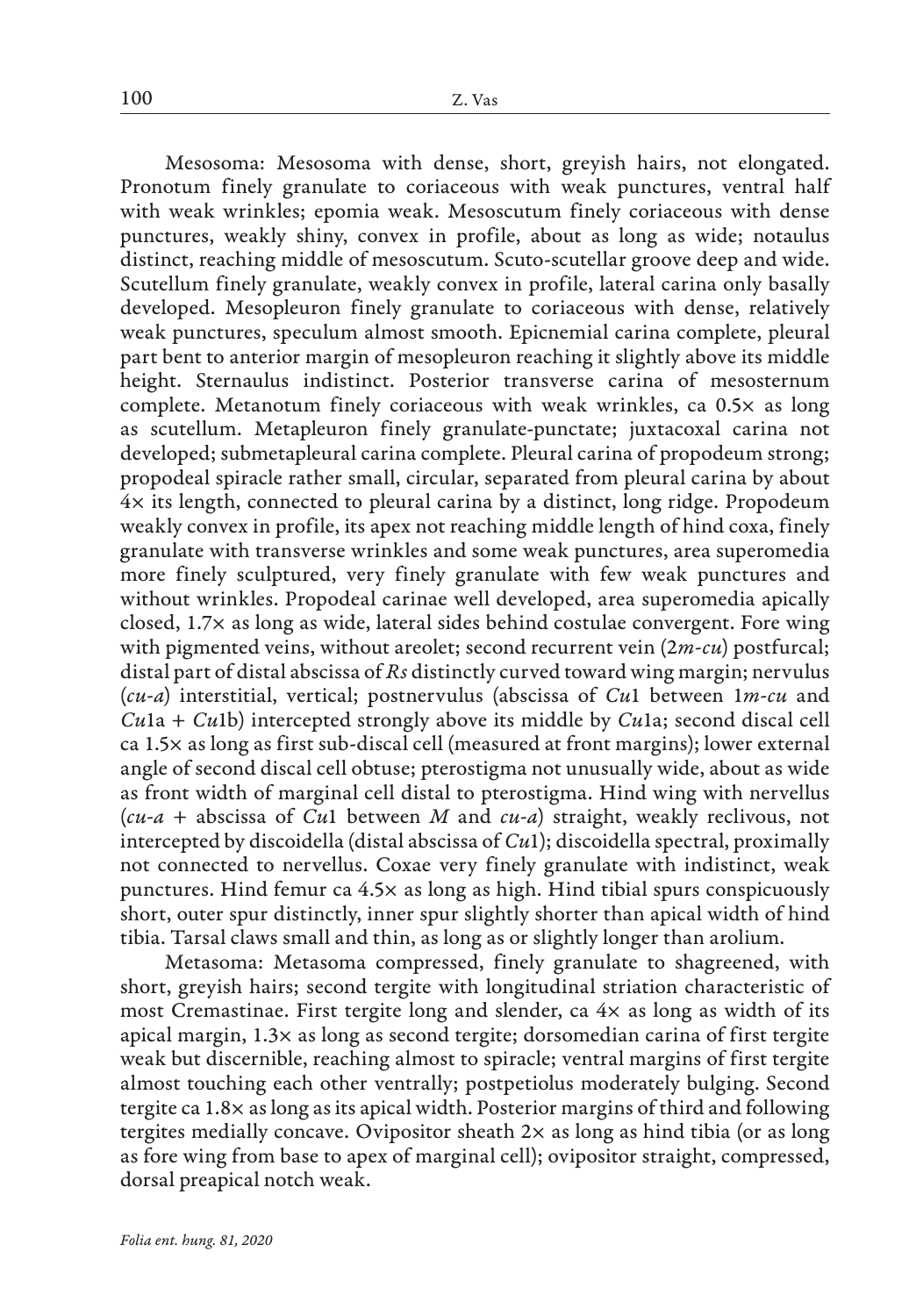Mesosoma: Mesosoma with dense, short, greyish hairs, not elongated. Pronotum finely granulate to coriaceous with weak punctures, ventral half with weak wrinkles; epomia weak. Mesoscutum finely coriaceous with dense punctures, weakly shiny, convex in profile, about as long as wide; notaulus distinct, reaching middle of mesoscutum. Scuto-scutellar groove deep and wide. Scutellum finely granulate, weakly convex in profile, lateral carina only basally developed. Mesopleuron finely granulate to coriaceous with dense, relatively weak punctures, speculum almost smooth. Epicnemial carina complete, pleural part bent to anterior margin of mesopleuron reaching it slightly above its middle height. Sternaulus indistinct. Posterior transverse carina of mesosternum complete. Metanotum finely coriaceous with weak wrinkles, ca 0.5× as long as scutellum. Metapleuron finely granulate-punctate; juxtacoxal carina not developed; submetapleural carina complete. Pleural carina of propodeum strong; propodeal spiracle rather small, circular, separated from pleural carina by about 4× its length, connected to pleural carina by a distinct, long ridge. Propodeum weakly convex in profile, its apex not reaching middle length of hind coxa, finely granulate with transverse wrinkles and some weak punctures, area superomedia more finely sculptured, very finely granulate with few weak punctures and without wrinkles. Propodeal carinae well developed, area superomedia apically closed, 1.7× as long as wide, lateral sides behind costulae convergent. Fore wing with pigmented veins, without areolet; second recurrent vein (*2m-cu*) postfurcal; distal part of distal abscissa of *Rs* distinctly curved toward wing margin; nervulus (*cu-a*) interstitial, vertical; postnervulus (abscissa of *Cu*1 between 1*m-cu* and *Cu*1a + *Cu*1b) intercepted strongly above its middle by *Cu*1a; second discal cell ca 1.5× as long as first sub-discal cell (measured at front margins); lower external angle of second discal cell obtuse; pterostigma not unusually wide, about as wide as front width of marginal cell distal to pterostigma. Hind wing with nervellus (*cu-a* + abscissa of *Cu*1 between *M* and *cu-a*) straight, weakly reclivous, not intercepted by discoidella (distal abscissa of *Cu*1); discoidella spectral, proximally not connected to nervellus. Coxae very finely granulate with indistinct, weak punctures. Hind femur ca 4.5× as long as high. Hind tibial spurs conspicuously short, outer spur distinctly, inner spur slightly shorter than apical width of hind tibia. Tarsal claws small and thin, as long as or slightly longer than arolium.

Metasoma: Metasoma compressed, finely granulate to shagreened, with short, greyish hairs; second tergite with longitudinal striation characteristic of most Cremastinae. First tergite long and slender, ca 4× as long as width of its apical margin, 1.3× as long as second tergite; dorsomedian carina of first tergite weak but discernible, reaching almost to spiracle; ventral margins of first tergite almost touching each other ventrally; postpetiolus moderately bulging. Second tergite ca 1.8× as long as its apical width. Posterior margins of third and following tergites medially concave. Ovipositor sheath 2× as long as hind tibia (or as long as fore wing from base to apex of marginal cell); ovipositor straight, compressed, dorsal preapical notch weak.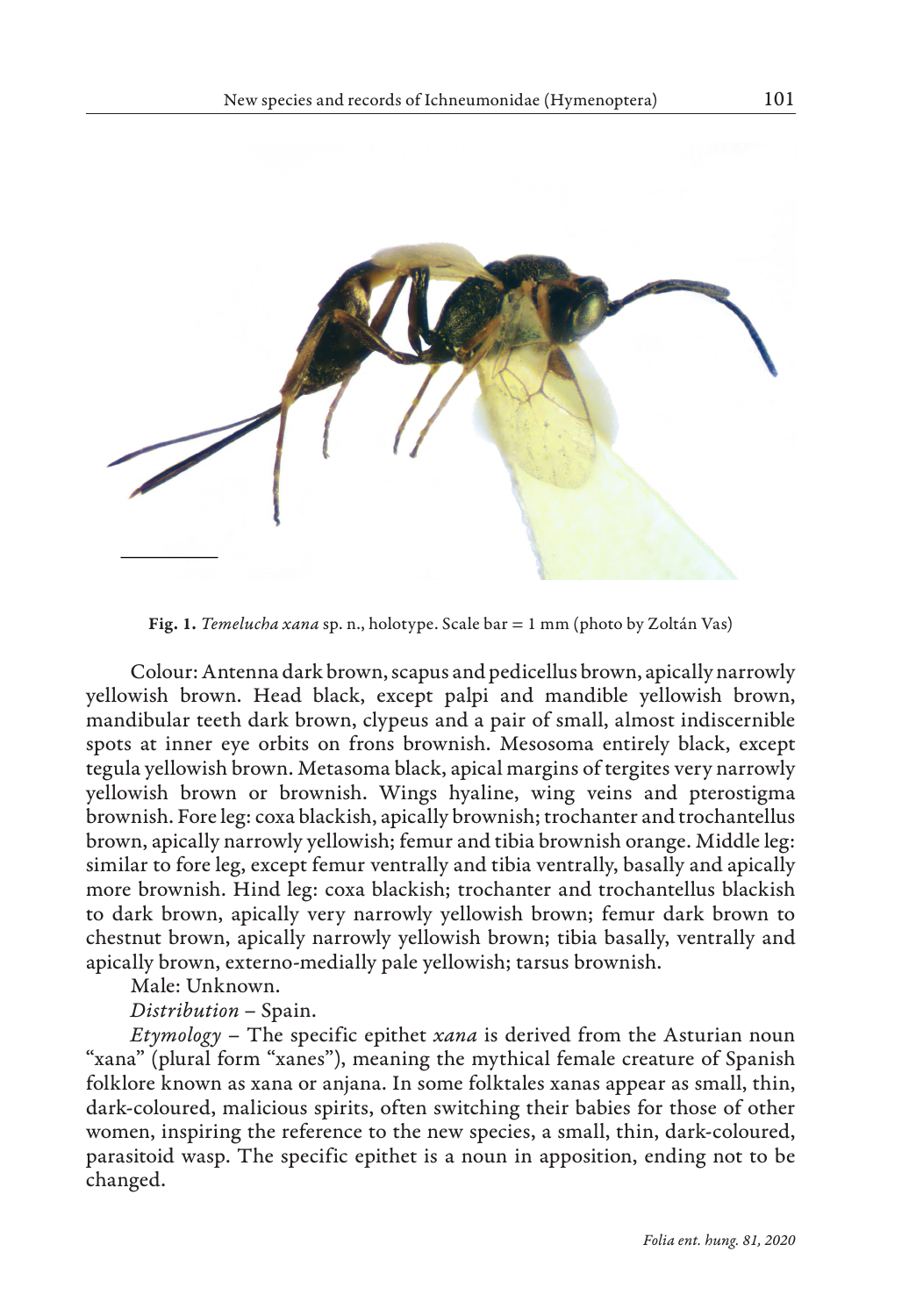**Fig. 1.** *Temelucha xana* sp. n., holotype. Scale bar = 1 mm (photo by Zoltán Vas)

Colour: Antenna dark brown, scapus and pedicellus brown, apically narrowly yellowish brown. Head black, except palpi and mandible yellowish brown, mandibular teeth dark brown, clypeus and a pair of small, almost indiscernible spots at inner eye orbits on frons brownish. Mesosoma entirely black, except tegula yellowish brown. Metasoma black, apical margins of tergites very narrowly yellowish brown or brownish. Wings hyaline, wing veins and pterostigma brownish. Fore leg: coxa blackish, apically brownish; trochanter and trochantellus brown, apically narrowly yellowish; femur and tibia brownish orange. Middle leg: similar to fore leg, except femur ventrally and tibia ventrally, basally and apically more brownish. Hind leg: coxa blackish; trochanter and trochantellus blackish to dark brown, apically very narrowly yellowish brown; femur dark brown to chestnut brown, apically narrowly yellowish brown; tibia basally, ventrally and apically brown, externo-medially pale yellowish; tarsus brownish.

Male: Unknown.

*Distribution* – Spain.

*Etymology* – The specific epithet *xana* is derived from the Asturian noun "xana" (plural form "xanes"), meaning the mythical female creature of Spanish folklore known as xana or anjana. In some folktales xanas appear as small, thin, dark-coloured, malicious spirits, often switching their babies for those of other women, inspiring the reference to the new species, a small, thin, dark-coloured, parasitoid wasp. The specific epithet is a noun in apposition, ending not to be changed.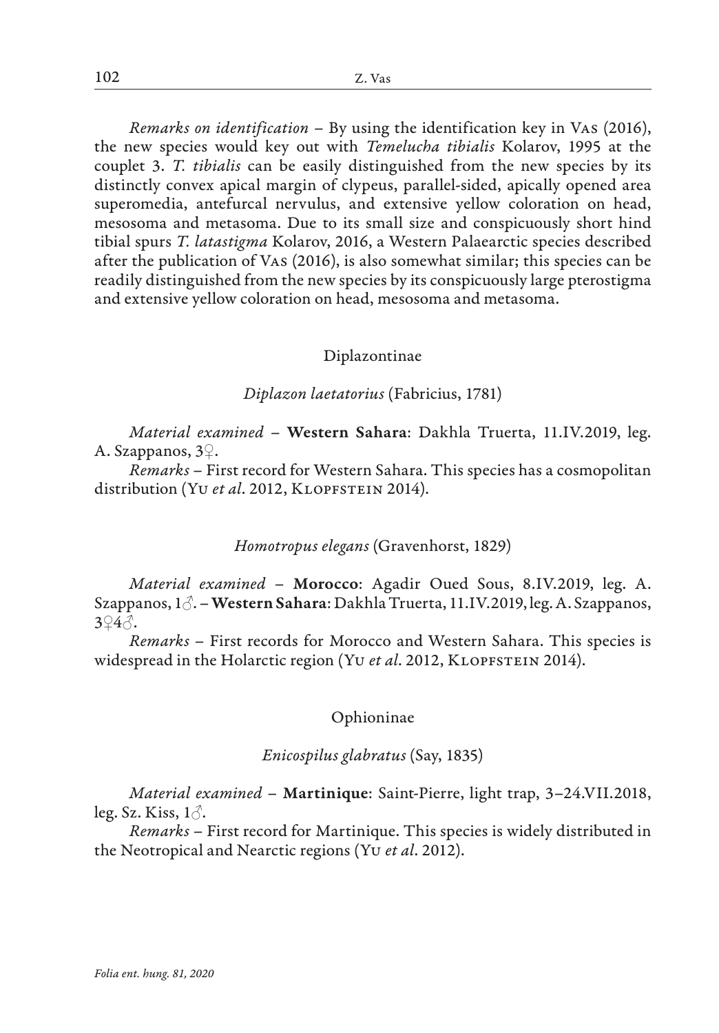*Remarks on identification* – By using the identification key in Vas (2016), the new species would key out with *Temelucha tibialis* Kolarov, 1995 at the couplet 3. *T. tibialis* can be easily distinguished from the new species by its distinctly convex apical margin of clypeus, parallel-sided, apically opened area superomedia, antefurcal nervulus, and extensive yellow coloration on head, mesosoma and metasoma. Due to its small size and conspicuously short hind tibial spurs *T. latastigma* Kolarov, 2016, a Western Palaearctic species described after the publication of Vas (2016), is also somewhat similar; this species can be readily distinguished from the new species by its conspicuously large pterostigma and extensive yellow coloration on head, mesosoma and metasoma.

## Diplazontinae

### *Diplazon laetatorius* (Fabricius, 1781)

*Material examined* – **Western Sahara**: Dakhla Truerta, 11.IV.2019, leg. A. Szappanos, 3♀.

*Remarks* – First record for Western Sahara. This species has a cosmopolitan distribution (Yu *et al*. 2012, Klopfstein 2014).

### *Homotropus elegans* (Gravenhorst, 1829)

*Material examined* – **Morocco**: Agadir Oued Sous, 8.IV.2019, leg. A. Szappanos, 1♂. – **Western Sahara**: Dakhla Truerta, 11.IV.2019, leg. A. Szappanos, 3♀4♂.

*Remarks* – First records for Morocco and Western Sahara. This species is widespread in the Holarctic region (Yu *et al*. 2012, Klopfstein 2014).

## Ophioninae

### *Enicospilus glabratus* (Say, 1835)

*Material examined* – **Martinique**: Saint-Pierre, light trap, 3–24.VII.2018, leg. Sz. Kiss, 1♂.

*Remarks* – First record for Martinique. This species is widely distributed in the Neotropical and Nearctic regions (Yu *et al*. 2012).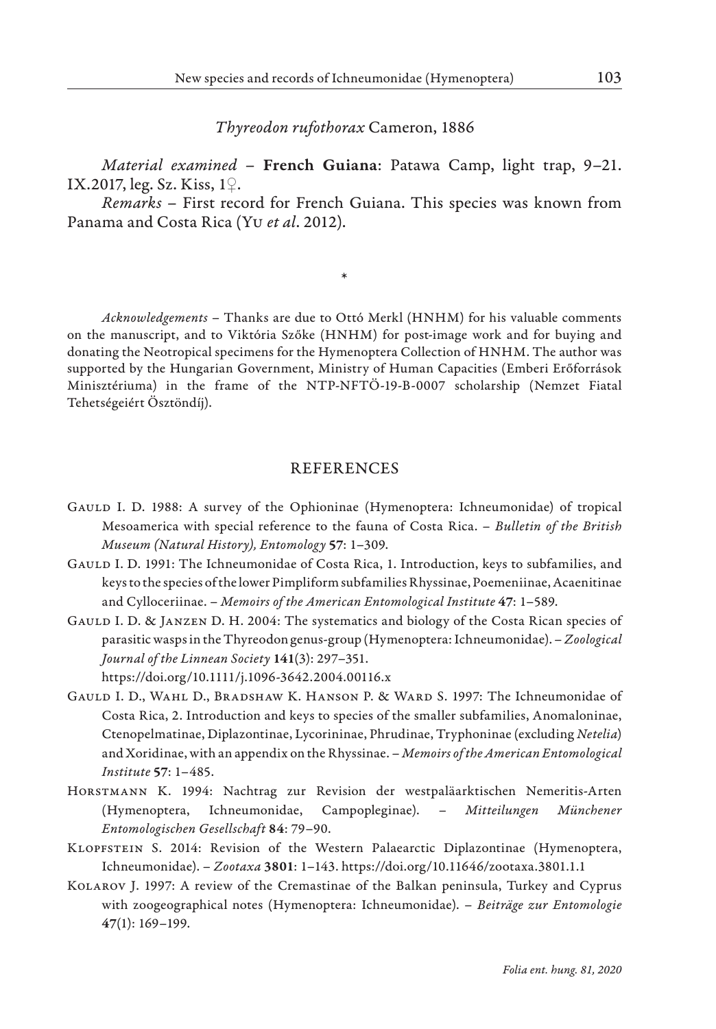*Thyreodon rufothorax* Cameron, 1886

*Material examined* – **French Guiana**: Patawa Camp, light trap, 9–21. IX.2017, leg. Sz. Kiss, 1♀.

*Remarks* – First record for French Guiana. This species was known from Panama and Costa Rica (Yu *et al*. 2012).

*

*Acknowledgements* – Thanks are due to Ottó Merkl (HNHM) for his valuable comments on the manuscript, and to Viktória Szőke (HNHM) for post-image work and for buying and donating the Neotropical specimens for the Hymenoptera Collection of HNHM. The author was supported by the Hungarian Government, Ministry of Human Capacities (Emberi Erőforrások Minisztériuma) in the frame of the NTP-NFTÖ-19-B-0007 scholarship (Nemzet Fiatal Tehetségeiért Ösztöndíj).

## REFERENCES

Gauld I. D. 1988: A survey of the Ophioninae (Hymenoptera: Ichneumonidae) of tropical Mesoamerica with special reference to the fauna of Costa Rica. – *Bulletin of the British Museum (Natural History), Entomology* **57**: 1–309.

Gauld I. D. 1991: The Ichneumonidae of Costa Rica, 1. Introduction, keys to subfamilies, and keys to the species of the lower Pimpliform subfamilies Rhyssinae, Poemeniinae, Acaenitinae and Cylloceriinae. – *Memoirs of the American Entomological Institute* **47**: 1–589.

Gauld I. D. & Janzen D. H. 2004: The systematics and biology of the Costa Rican species of parasitic wasps in the Thyreodon genus-group (Hymenoptera: Ichneumonidae). – *Zoological Journal of the Linnean Society* **141**(3): 297–351. https://doi.org/10.1111/j.1096-3642.2004.00116.x

Gauld I. D., Wahl D., Bradshaw K. Hanson P. & Ward S. 1997: The Ichneumonidae of Costa Rica, 2. Introduction and keys to species of the smaller subfamilies, Anomaloninae, Ctenopelmatinae, Diplazontinae, Lycorininae, Phrudinae, Tryphoninae (excluding *Netelia*) and Xoridinae, with an appendix on the Rhyssinae. – *Memoirs of the American Entomological Institute* **57**: 1–485.

Horstmann K. 1994: Nachtrag zur Revision der westpaläarktischen Nemeritis-Arten (Hymenoptera, Ichneumonidae, Campopleginae). – *Mitteilungen Münchener Entomologischen Gesellschaft* **84**: 79–90.

Klopfstein S. 2014: Revision of the Western Palaearctic Diplazontinae (Hymenoptera, Ichneumonidae). – *Zootaxa* **3801**: 1–143. https://doi.org/10.11646/zootaxa.3801.1.1

Kolarov J. 1997: A review of the Cremastinae of the Balkan peninsula, Turkey and Cyprus with zoogeographical notes (Hymenoptera: Ichneumonidae). – *Beiträge zur Entomologie* **47**(1): 169–199.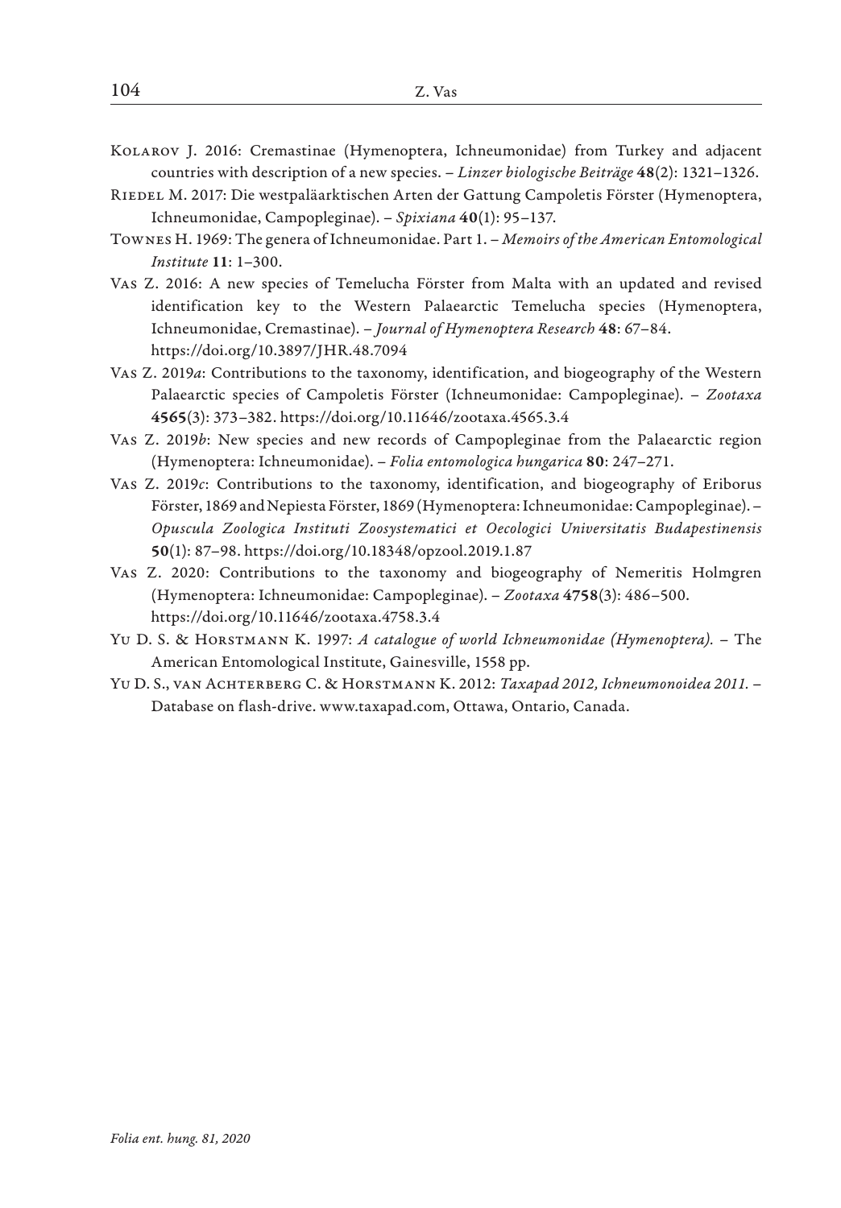Kolarov J. 2016: Cremastinae (Hymenoptera, Ichneumonidae) from Turkey and adjacent countries with description of a new species. – *Linzer biologische Beiträge* **48**(2): 1321–1326.

Riedel M. 2017: Die westpaläarktischen Arten der Gattung Campoletis Förster (Hymenoptera, Ichneumonidae, Campopleginae). – *Spixiana* **40**(1): 95–137.

Townes H. 1969: The genera of Ichneumonidae. Part 1. – *Memoirs of the American Entomological Institute* **11**: 1–300.

Vas Z. 2016: A new species of Temelucha Förster from Malta with an updated and revised identification key to the Western Palaearctic Temelucha species (Hymenoptera, Ichneumonidae, Cremastinae). – *Journal of Hymenoptera Research* **48**: 67–84. https://doi.org/10.3897/JHR.48.7094

Vas Z. 2019*a*: Contributions to the taxonomy, identification, and biogeography of the Western Palaearctic species of Campoletis Förster (Ichneumonidae: Campopleginae). – *Zootaxa* **4565**(3): 373–382. https://doi.org/10.11646/zootaxa.4565.3.4

Vas Z. 2019*b*: New species and new records of Campopleginae from the Palaearctic region (Hymenoptera: Ichneumonidae). – *Folia entomologica hungarica* **80**: 247–271.

Vas Z. 2019*c*: Contributions to the taxonomy, identification, and biogeography of Eriborus Förster, 1869 and Nepiesta Förster, 1869 (Hymenoptera: Ichneumonidae: Campopleginae). – *Opuscula Zoologica Instituti Zoosystematici et Oecologici Universitatis Budapestinensis* **50**(1): 87–98. https://doi.org/10.18348/opzool.2019.1.87

Vas Z. 2020: Contributions to the taxonomy and biogeography of Nemeritis Holmgren (Hymenoptera: Ichneumonidae: Campopleginae). – *Zootaxa* **4758**(3): 486–500. https://doi.org/10.11646/zootaxa.4758.3.4

Yu D. S. & Horstmann K. 1997: *A catalogue of world Ichneumonidae (Hymenoptera).* – The American Entomological Institute, Gainesville, 1558 pp.

Yu D. S., van Achterberg C. & Horstmann K. 2012: *Taxapad 2012, Ichneumonoidea 2011.* – Database on flash-drive. www.taxapad.com, Ottawa, Ontario, Canada.